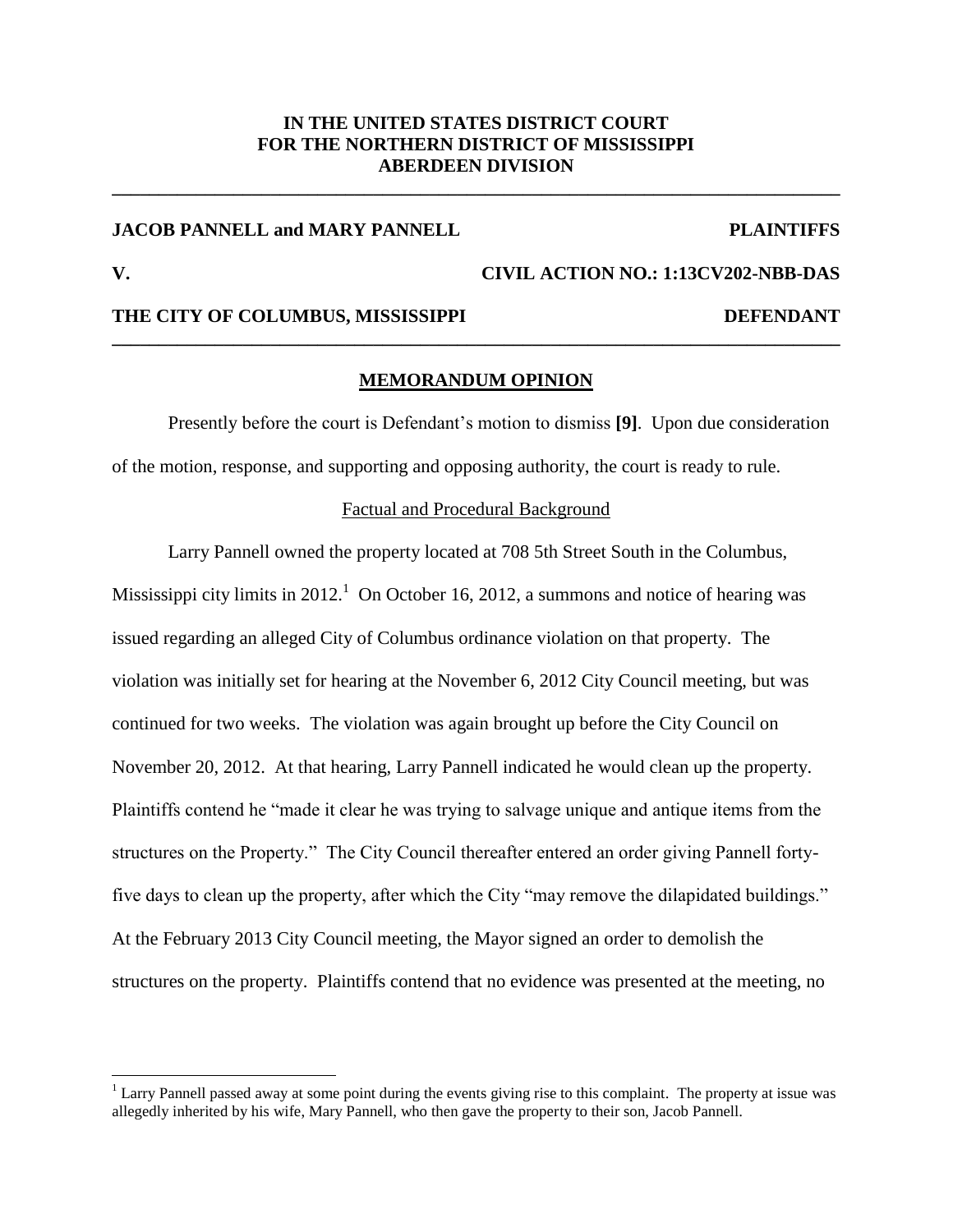**IN THE UNITED STATES DISTRICT COURT**
**FOR THE NORTHERN DISTRICT OF MISSISSIPPI**
**ABERDEEN DIVISION**

---

**JACOB PANNELL and MARY PANNELL** **PLAINTIFFS**

**V.** **CIVIL ACTION NO.: 1:13CV202-NBB-DAS**

**THE CITY OF COLUMBUS, MISSISSIPPI** **DEFENDANT**

---

## MEMORANDUM OPINION

Presently before the court is Defendant's motion to dismiss **[9]**. Upon due consideration of the motion, response, and supporting and opposing authority, the court is ready to rule.

### Factual and Procedural Background

Larry Pannell owned the property located at 708 5th Street South in the Columbus, Mississippi city limits in 2012.[1] On October 16, 2012, a summons and notice of hearing was issued regarding an alleged City of Columbus ordinance violation on that property. The violation was initially set for hearing at the November 6, 2012 City Council meeting, but was continued for two weeks. The violation was again brought up before the City Council on November 20, 2012. At that hearing, Larry Pannell indicated he would clean up the property. Plaintiffs contend he "made it clear he was trying to salvage unique and antique items from the structures on the Property." The City Council thereafter entered an order giving Pannell forty-five days to clean up the property, after which the City "may remove the dilapidated buildings." At the February 2013 City Council meeting, the Mayor signed an order to demolish the structures on the property. Plaintiffs contend that no evidence was presented at the meeting, no

---

[1] Larry Pannell passed away at some point during the events giving rise to this complaint. The property at issue was allegedly inherited by his wife, Mary Pannell, who then gave the property to their son, Jacob Pannell.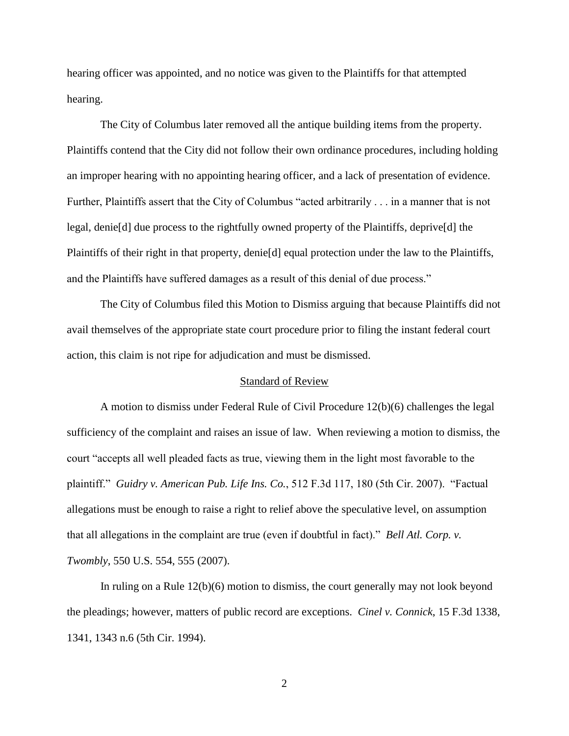hearing officer was appointed, and no notice was given to the Plaintiffs for that attempted hearing.

The City of Columbus later removed all the antique building items from the property. Plaintiffs contend that the City did not follow their own ordinance procedures, including holding an improper hearing with no appointing hearing officer, and a lack of presentation of evidence. Further, Plaintiffs assert that the City of Columbus "acted arbitrarily . . . in a manner that is not legal, denie[d] due process to the rightfully owned property of the Plaintiffs, deprive[d] the Plaintiffs of their right in that property, denie[d] equal protection under the law to the Plaintiffs, and the Plaintiffs have suffered damages as a result of this denial of due process."

The City of Columbus filed this Motion to Dismiss arguing that because Plaintiffs did not avail themselves of the appropriate state court procedure prior to filing the instant federal court action, this claim is not ripe for adjudication and must be dismissed.

## Standard of Review

A motion to dismiss under Federal Rule of Civil Procedure 12(b)(6) challenges the legal sufficiency of the complaint and raises an issue of law. When reviewing a motion to dismiss, the court "accepts all well pleaded facts as true, viewing them in the light most favorable to the plaintiff." *Guidry v. American Pub. Life Ins. Co.*, 512 F.3d 117, 180 (5th Cir. 2007). "Factual allegations must be enough to raise a right to relief above the speculative level, on assumption that all allegations in the complaint are true (even if doubtful in fact)." *Bell Atl. Corp. v. Twombly*, 550 U.S. 554, 555 (2007).

In ruling on a Rule 12(b)(6) motion to dismiss, the court generally may not look beyond the pleadings; however, matters of public record are exceptions. *Cinel v. Connick*, 15 F.3d 1338, 1341, 1343 n.6 (5th Cir. 1994).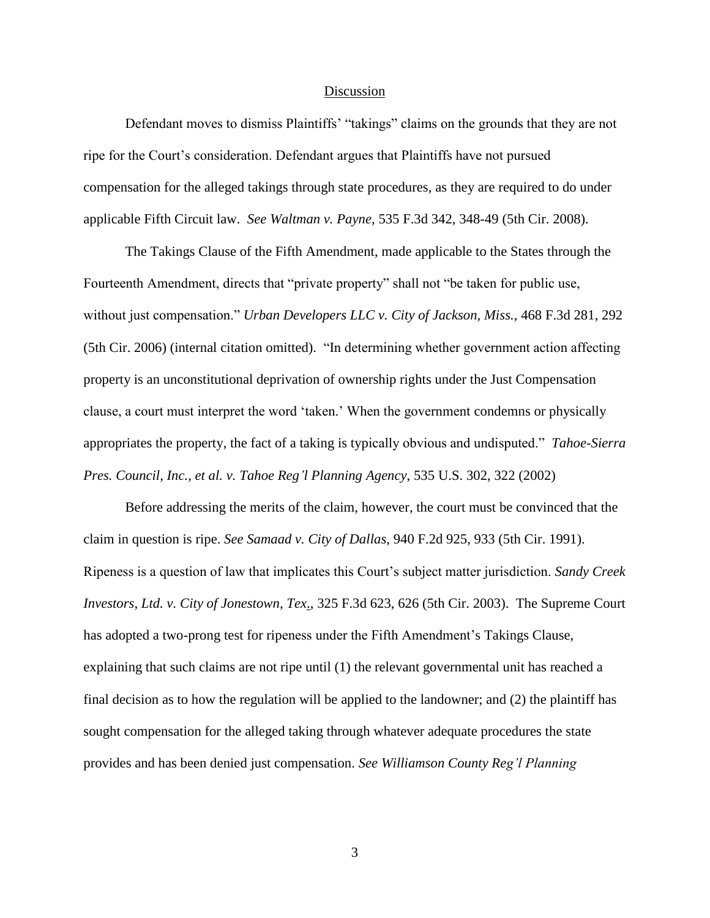Discussion

Defendant moves to dismiss Plaintiffs' "takings" claims on the grounds that they are not ripe for the Court's consideration. Defendant argues that Plaintiffs have not pursued compensation for the alleged takings through state procedures, as they are required to do under applicable Fifth Circuit law. *See Waltman v. Payne*, 535 F.3d 342, 348-49 (5th Cir. 2008).

The Takings Clause of the Fifth Amendment, made applicable to the States through the Fourteenth Amendment, directs that "private property" shall not "be taken for public use, without just compensation." *Urban Developers LLC v. City of Jackson, Miss.*, 468 F.3d 281, 292 (5th Cir. 2006) (internal citation omitted). "In determining whether government action affecting property is an unconstitutional deprivation of ownership rights under the Just Compensation clause, a court must interpret the word 'taken.' When the government condemns or physically appropriates the property, the fact of a taking is typically obvious and undisputed." *Tahoe-Sierra Pres. Council, Inc., et al. v. Tahoe Reg'l Planning Agency*, 535 U.S. 302, 322 (2002)

Before addressing the merits of the claim, however, the court must be convinced that the claim in question is ripe. *See Samaad v. City of Dallas*, 940 F.2d 925, 933 (5th Cir. 1991). Ripeness is a question of law that implicates this Court's subject matter jurisdiction. *Sandy Creek Investors, Ltd. v. City of Jonestown, Tex.*, 325 F.3d 623, 626 (5th Cir. 2003). The Supreme Court has adopted a two-prong test for ripeness under the Fifth Amendment's Takings Clause, explaining that such claims are not ripe until (1) the relevant governmental unit has reached a final decision as to how the regulation will be applied to the landowner; and (2) the plaintiff has sought compensation for the alleged taking through whatever adequate procedures the state provides and has been denied just compensation. *See Williamson County Reg'l Planning*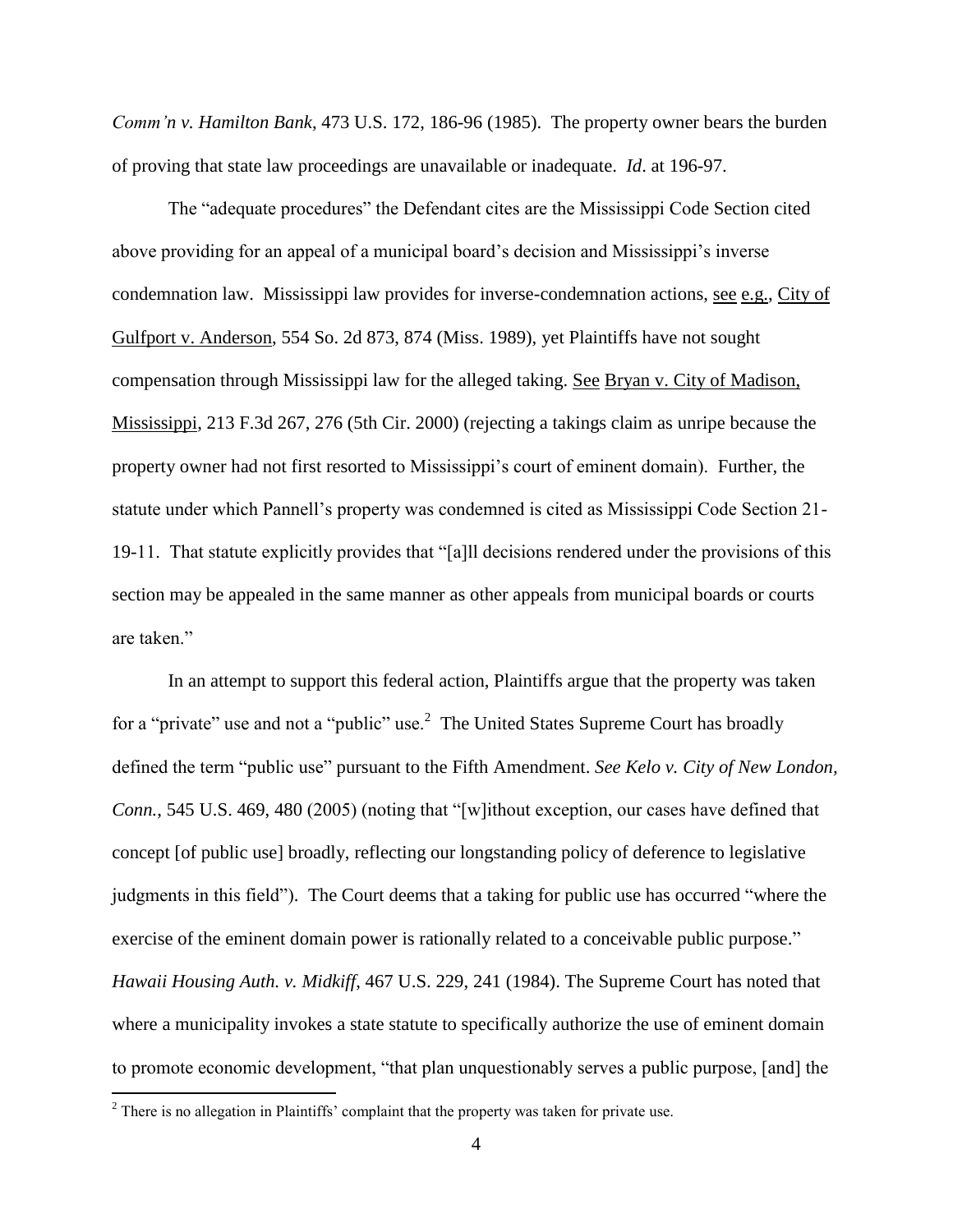*Comm'n v. Hamilton Bank*, 473 U.S. 172, 186-96 (1985). The property owner bears the burden of proving that state law proceedings are unavailable or inadequate. *Id*. at 196-97.

The "adequate procedures" the Defendant cites are the Mississippi Code Section cited above providing for an appeal of a municipal board's decision and Mississippi's inverse condemnation law. Mississippi law provides for inverse-condemnation actions, see e.g., City of Gulfport v. Anderson, 554 So. 2d 873, 874 (Miss. 1989), yet Plaintiffs have not sought compensation through Mississippi law for the alleged taking. See Bryan v. City of Madison, Mississippi, 213 F.3d 267, 276 (5th Cir. 2000) (rejecting a takings claim as unripe because the property owner had not first resorted to Mississippi's court of eminent domain). Further, the statute under which Pannell's property was condemned is cited as Mississippi Code Section 21-19-11. That statute explicitly provides that "[a]ll decisions rendered under the provisions of this section may be appealed in the same manner as other appeals from municipal boards or courts are taken."

In an attempt to support this federal action, Plaintiffs argue that the property was taken for a "private" use and not a "public" use.[2] The United States Supreme Court has broadly defined the term "public use" pursuant to the Fifth Amendment. *See Kelo v. City of New London, Conn.*, 545 U.S. 469, 480 (2005) (noting that "[w]ithout exception, our cases have defined that concept [of public use] broadly, reflecting our longstanding policy of deference to legislative judgments in this field"). The Court deems that a taking for public use has occurred "where the exercise of the eminent domain power is rationally related to a conceivable public purpose." *Hawaii Housing Auth. v. Midkiff*, 467 U.S. 229, 241 (1984). The Supreme Court has noted that where a municipality invokes a state statute to specifically authorize the use of eminent domain to promote economic development, "that plan unquestionably serves a public purpose, [and] the

[2] There is no allegation in Plaintiffs' complaint that the property was taken for private use.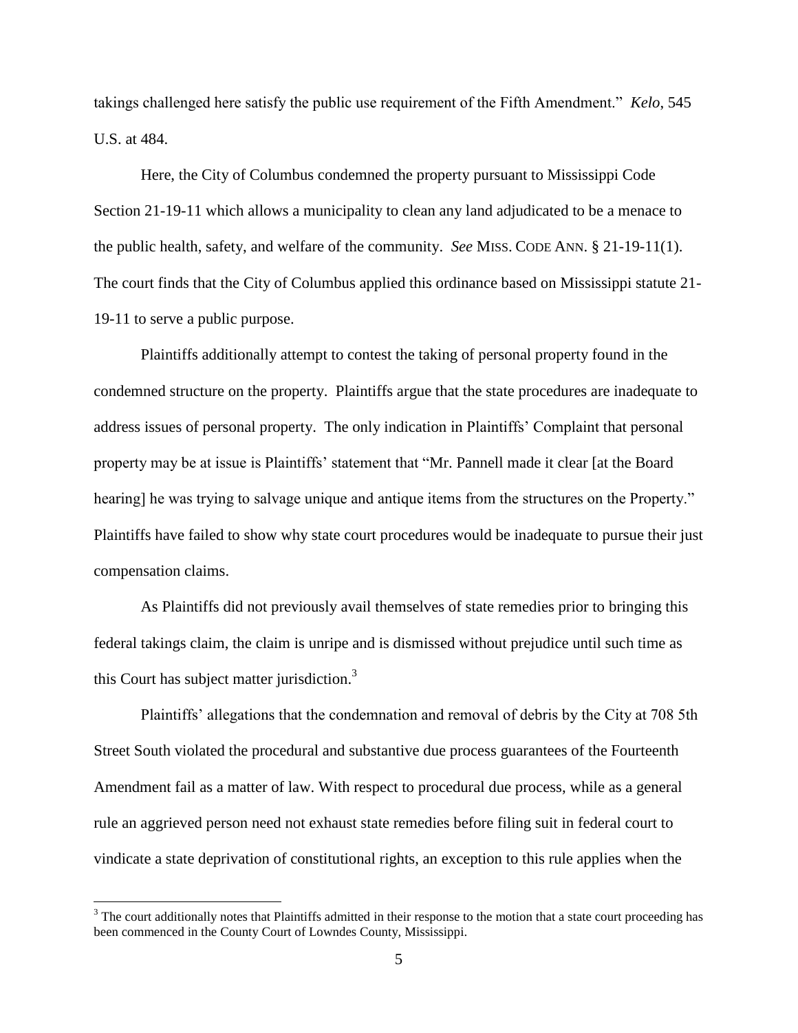takings challenged here satisfy the public use requirement of the Fifth Amendment." *Kelo*, 545 U.S. at 484.

Here, the City of Columbus condemned the property pursuant to Mississippi Code Section 21-19-11 which allows a municipality to clean any land adjudicated to be a menace to the public health, safety, and welfare of the community. *See* MISS. CODE ANN. § 21-19-11(1). The court finds that the City of Columbus applied this ordinance based on Mississippi statute 21-19-11 to serve a public purpose.

Plaintiffs additionally attempt to contest the taking of personal property found in the condemned structure on the property. Plaintiffs argue that the state procedures are inadequate to address issues of personal property. The only indication in Plaintiffs' Complaint that personal property may be at issue is Plaintiffs' statement that "Mr. Pannell made it clear [at the Board hearing] he was trying to salvage unique and antique items from the structures on the Property." Plaintiffs have failed to show why state court procedures would be inadequate to pursue their just compensation claims.

As Plaintiffs did not previously avail themselves of state remedies prior to bringing this federal takings claim, the claim is unripe and is dismissed without prejudice until such time as this Court has subject matter jurisdiction.[3]

Plaintiffs' allegations that the condemnation and removal of debris by the City at 708 5th Street South violated the procedural and substantive due process guarantees of the Fourteenth Amendment fail as a matter of law. With respect to procedural due process, while as a general rule an aggrieved person need not exhaust state remedies before filing suit in federal court to vindicate a state deprivation of constitutional rights, an exception to this rule applies when the

---

[3] The court additionally notes that Plaintiffs admitted in their response to the motion that a state court proceeding has been commenced in the County Court of Lowndes County, Mississippi.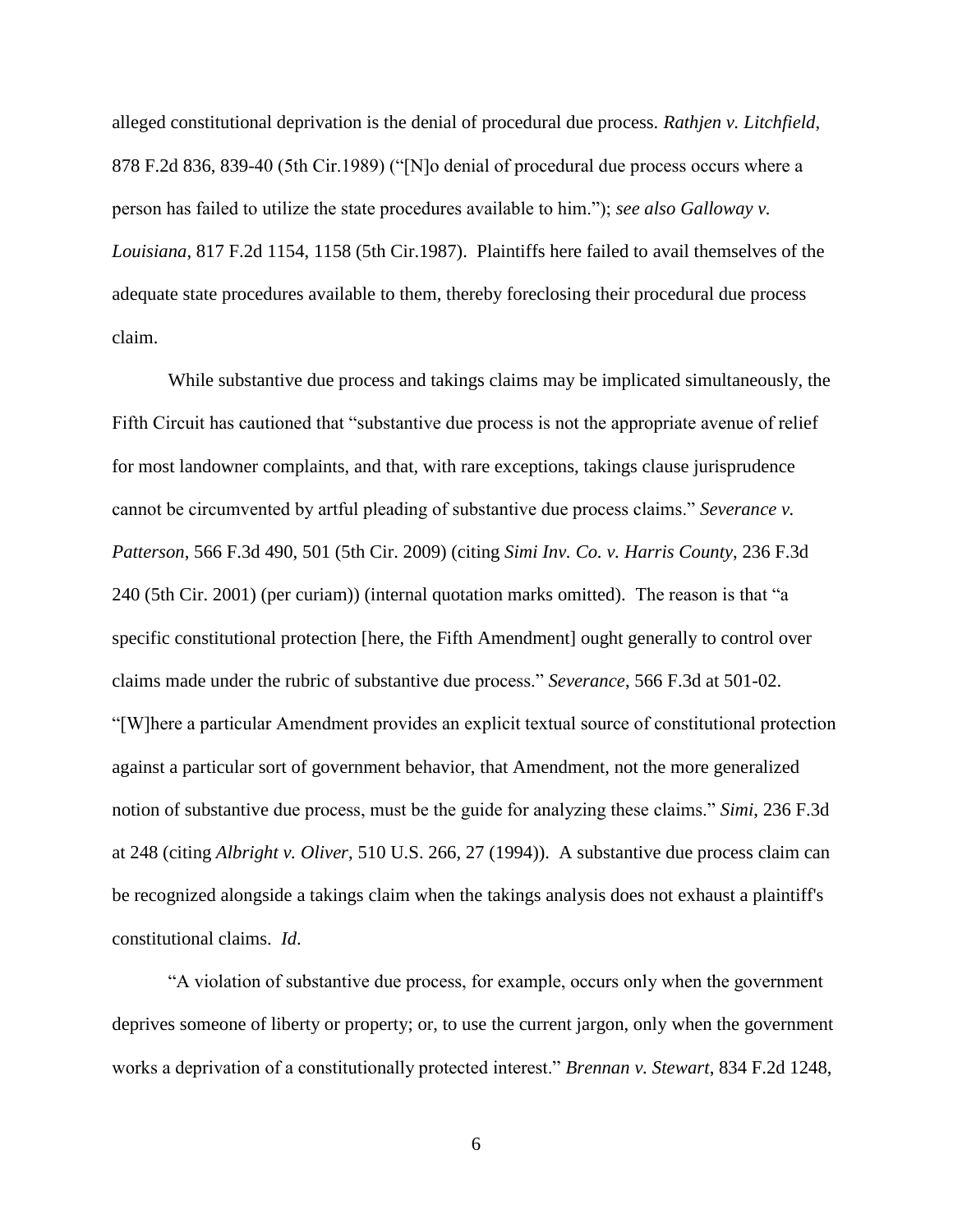alleged constitutional deprivation is the denial of procedural due process. *Rathjen v. Litchfield*, 878 F.2d 836, 839-40 (5th Cir.1989) ("[N]o denial of procedural due process occurs where a person has failed to utilize the state procedures available to him."); *see also Galloway v. Louisiana*, 817 F.2d 1154, 1158 (5th Cir.1987). Plaintiffs here failed to avail themselves of the adequate state procedures available to them, thereby foreclosing their procedural due process claim.

While substantive due process and takings claims may be implicated simultaneously, the Fifth Circuit has cautioned that "substantive due process is not the appropriate avenue of relief for most landowner complaints, and that, with rare exceptions, takings clause jurisprudence cannot be circumvented by artful pleading of substantive due process claims." *Severance v. Patterson*, 566 F.3d 490, 501 (5th Cir. 2009) (citing *Simi Inv. Co. v. Harris County*, 236 F.3d 240 (5th Cir. 2001) (per curiam)) (internal quotation marks omitted). The reason is that "a specific constitutional protection [here, the Fifth Amendment] ought generally to control over claims made under the rubric of substantive due process." *Severance*, 566 F.3d at 501-02. "[W]here a particular Amendment provides an explicit textual source of constitutional protection against a particular sort of government behavior, that Amendment, not the more generalized notion of substantive due process, must be the guide for analyzing these claims." *Simi*, 236 F.3d at 248 (citing *Albright v. Oliver*, 510 U.S. 266, 27 (1994)). A substantive due process claim can be recognized alongside a takings claim when the takings analysis does not exhaust a plaintiff's constitutional claims. *Id.*

"A violation of substantive due process, for example, occurs only when the government deprives someone of liberty or property; or, to use the current jargon, only when the government works a deprivation of a constitutionally protected interest." *Brennan v. Stewart*, 834 F.2d 1248,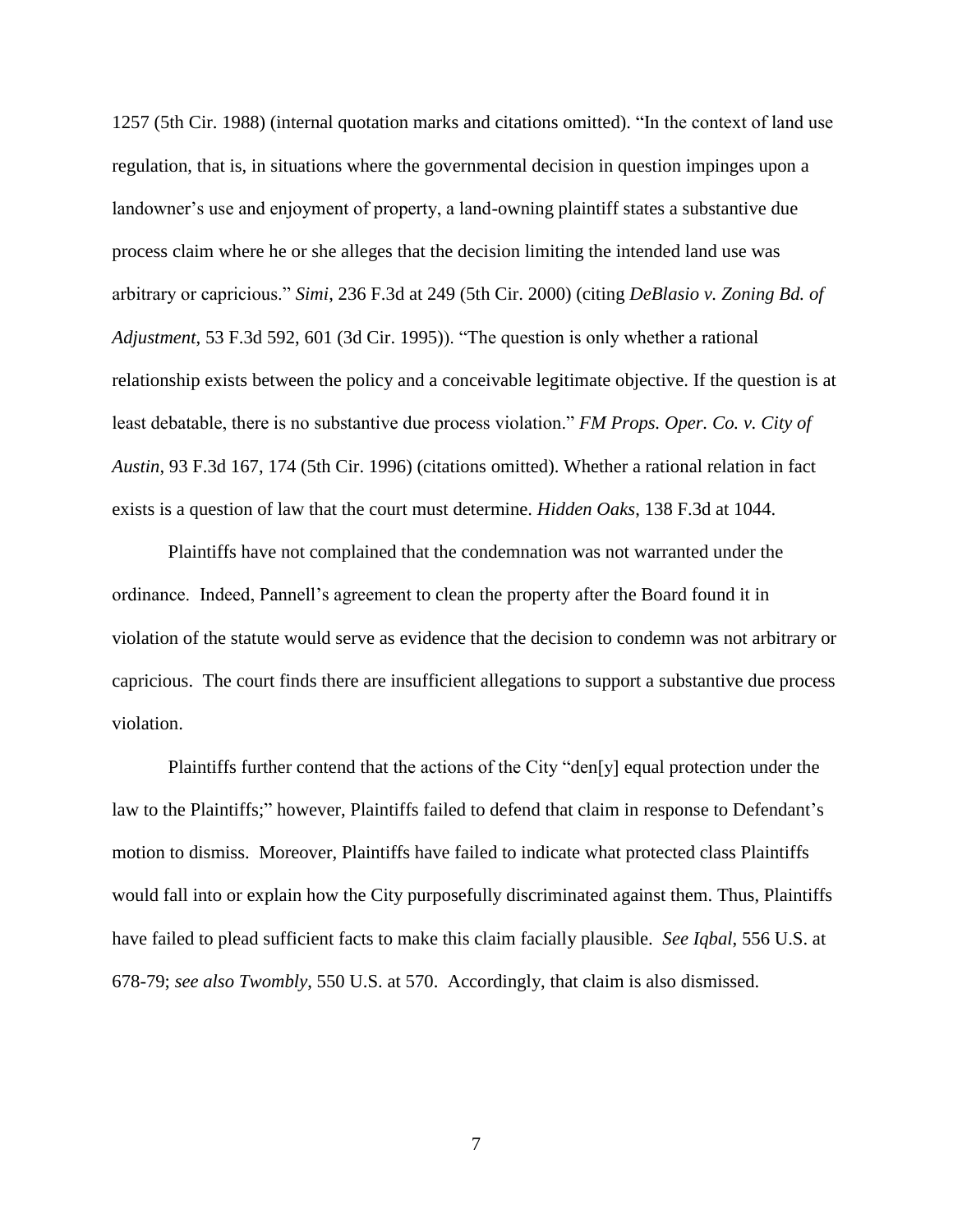1257 (5th Cir. 1988) (internal quotation marks and citations omitted). "In the context of land use regulation, that is, in situations where the governmental decision in question impinges upon a landowner's use and enjoyment of property, a land-owning plaintiff states a substantive due process claim where he or she alleges that the decision limiting the intended land use was arbitrary or capricious." *Simi*, 236 F.3d at 249 (5th Cir. 2000) (citing *DeBlasio v. Zoning Bd. of Adjustment*, 53 F.3d 592, 601 (3d Cir. 1995)). "The question is only whether a rational relationship exists between the policy and a conceivable legitimate objective. If the question is at least debatable, there is no substantive due process violation." *FM Props. Oper. Co. v. City of Austin*, 93 F.3d 167, 174 (5th Cir. 1996) (citations omitted). Whether a rational relation in fact exists is a question of law that the court must determine. *Hidden Oaks*, 138 F.3d at 1044.

Plaintiffs have not complained that the condemnation was not warranted under the ordinance. Indeed, Pannell's agreement to clean the property after the Board found it in violation of the statute would serve as evidence that the decision to condemn was not arbitrary or capricious. The court finds there are insufficient allegations to support a substantive due process violation.

Plaintiffs further contend that the actions of the City "den[y] equal protection under the law to the Plaintiffs;" however, Plaintiffs failed to defend that claim in response to Defendant's motion to dismiss. Moreover, Plaintiffs have failed to indicate what protected class Plaintiffs would fall into or explain how the City purposefully discriminated against them. Thus, Plaintiffs have failed to plead sufficient facts to make this claim facially plausible. *See Iqbal*, 556 U.S. at 678-79; *see also Twombly*, 550 U.S. at 570. Accordingly, that claim is also dismissed.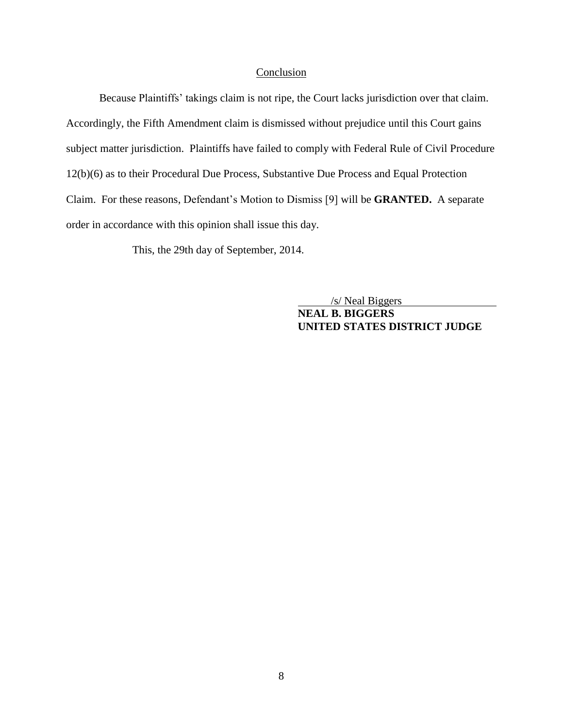## Conclusion

Because Plaintiffs' takings claim is not ripe, the Court lacks jurisdiction over that claim. Accordingly, the Fifth Amendment claim is dismissed without prejudice until this Court gains subject matter jurisdiction. Plaintiffs have failed to comply with Federal Rule of Civil Procedure 12(b)(6) as to their Procedural Due Process, Substantive Due Process and Equal Protection Claim. For these reasons, Defendant's Motion to Dismiss [9] will be **GRANTED.** A separate order in accordance with this opinion shall issue this day.

This, the 29th day of September, 2014.

/s/ Neal Biggers
**NEAL B. BIGGERS**
**UNITED STATES DISTRICT JUDGE**